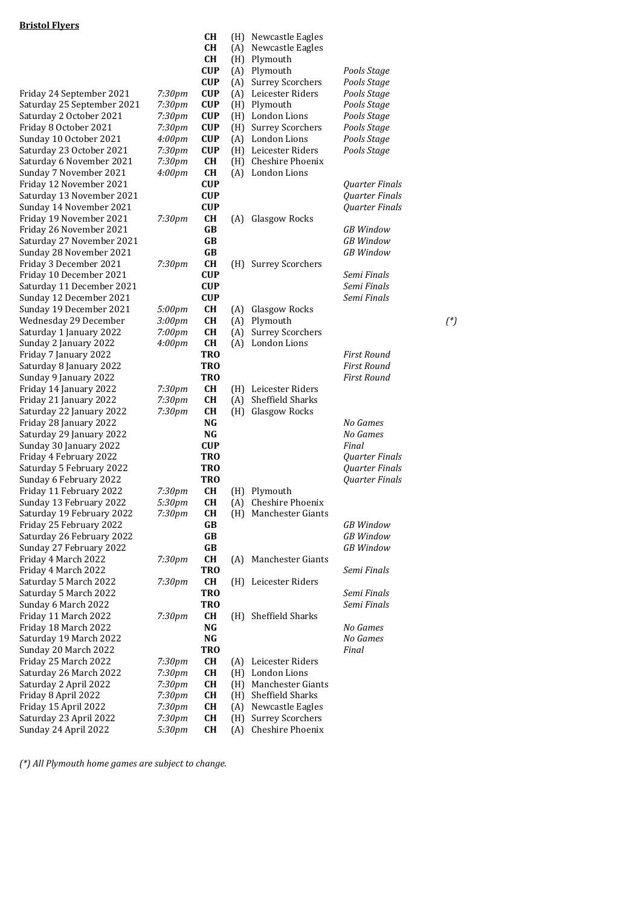**Bristol Flyers**

| Date | Time | Comp | H/A | Opponent | Stage | |
|---|---|---|---|---|---|---|
| | | **CH** | (H) | Newcastle Eagles | | |
| | | **CH** | (A) | Newcastle Eagles | | |
| | | **CH** | (H) | Plymouth | | |
| | | **CUP** | (A) | Plymouth | *Pools Stage* | |
| | | **CUP** | (A) | Surrey Scorchers | *Pools Stage* | |
| Friday 24 September 2021 | *7:30pm* | **CUP** | (A) | Leicester Riders | *Pools Stage* | |
| Saturday 25 September 2021 | *7:30pm* | **CUP** | (H) | Plymouth | *Pools Stage* | |
| Saturday 2 October 2021 | *7:30pm* | **CUP** | (H) | London Lions | *Pools Stage* | |
| Friday 8 October 2021 | *7:30pm* | **CUP** | (H) | Surrey Scorchers | *Pools Stage* | |
| Sunday 10 October 2021 | *4:00pm* | **CUP** | (A) | London Lions | *Pools Stage* | |
| Saturday 23 October 2021 | *7:30pm* | **CUP** | (H) | Leicester Riders | *Pools Stage* | |
| Saturday 6 November 2021 | *7:30pm* | **CH** | (H) | Cheshire Phoenix | | |
| Sunday 7 November 2021 | *4:00pm* | **CH** | (A) | London Lions | | |
| Friday 12 November 2021 | | **CUP** | | | *Quarter Finals* | |
| Saturday 13 November 2021 | | **CUP** | | | *Quarter Finals* | |
| Sunday 14 November 2021 | | **CUP** | | | *Quarter Finals* | |
| Friday 19 November 2021 | *7:30pm* | **CH** | (A) | Glasgow Rocks | | |
| Friday 26 November 2021 | | **GB** | | | *GB Window* | |
| Saturday 27 November 2021 | | **GB** | | | *GB Window* | |
| Sunday 28 November 2021 | | **GB** | | | *GB Window* | |
| Friday 3 December 2021 | *7:30pm* | **CH** | (H) | Surrey Scorchers | | |
| Friday 10 December 2021 | | **CUP** | | | *Semi Finals* | |
| Saturday 11 December 2021 | | **CUP** | | | *Semi Finals* | |
| Sunday 12 December 2021 | | **CUP** | | | *Semi Finals* | |
| Sunday 19 December 2021 | *5:00pm* | **CH** | (A) | Glasgow Rocks | | |
| Wednesday 29 December | *3:00pm* | **CH** | (A) | Plymouth | | *(*)* |
| Saturday 1 January 2022 | *7:00pm* | **CH** | (A) | Surrey Scorchers | | |
| Sunday 2 January 2022 | *4:00pm* | **CH** | (A) | London Lions | | |
| Friday 7 January 2022 | | **TRO** | | | *First Round* | |
| Saturday 8 January 2022 | | **TRO** | | | *First Round* | |
| Sunday 9 January 2022 | | **TRO** | | | *First Round* | |
| Friday 14 January 2022 | *7:30pm* | **CH** | (H) | Leicester Riders | | |
| Friday 21 January 2022 | *7:30pm* | **CH** | (A) | Sheffield Sharks | | |
| Saturday 22 January 2022 | *7:30pm* | **CH** | (H) | Glasgow Rocks | | |
| Friday 28 January 2022 | | **NG** | | | *No Games* | |
| Saturday 29 January 2022 | | **NG** | | | *No Games* | |
| Sunday 30 January 2022 | | **CUP** | | | *Final* | |
| Friday 4 February 2022 | | **TRO** | | | *Quarter Finals* | |
| Saturday 5 February 2022 | | **TRO** | | | *Quarter Finals* | |
| Sunday 6 February 2022 | | **TRO** | | | *Quarter Finals* | |
| Friday 11 February 2022 | *7:30pm* | **CH** | (H) | Plymouth | | |
| Sunday 13 February 2022 | *5:30pm* | **CH** | (A) | Cheshire Phoenix | | |
| Saturday 19 February 2022 | *7:30pm* | **CH** | (H) | Manchester Giants | | |
| Friday 25 February 2022 | | **GB** | | | *GB Window* | |
| Saturday 26 February 2022 | | **GB** | | | *GB Window* | |
| Sunday 27 February 2022 | | **GB** | | | *GB Window* | |
| Friday 4 March 2022 | *7:30pm* | **CH** | (A) | Manchester Giants | | |
| Friday 4 March 2022 | | **TRO** | | | *Semi Finals* | |
| Saturday 5 March 2022 | *7:30pm* | **CH** | (H) | Leicester Riders | | |
| Saturday 5 March 2022 | | **TRO** | | | *Semi Finals* | |
| Sunday 6 March 2022 | | **TRO** | | | *Semi Finals* | |
| Friday 11 March 2022 | *7:30pm* | **CH** | (H) | Sheffield Sharks | | |
| Friday 18 March 2022 | | **NG** | | | *No Games* | |
| Saturday 19 March 2022 | | **NG** | | | *No Games* | |
| Sunday 20 March 2022 | | **TRO** | | | *Final* | |
| Friday 25 March 2022 | *7:30pm* | **CH** | (A) | Leicester Riders | | |
| Saturday 26 March 2022 | *7:30pm* | **CH** | (H) | London Lions | | |
| Saturday 2 April 2022 | *7:30pm* | **CH** | (H) | Manchester Giants | | |
| Friday 8 April 2022 | *7:30pm* | **CH** | (H) | Sheffield Sharks | | |
| Friday 15 April 2022 | *7:30pm* | **CH** | (A) | Newcastle Eagles | | |
| Saturday 23 April 2022 | *7:30pm* | **CH** | (H) | Surrey Scorchers | | |
| Sunday 24 April 2022 | *5:30pm* | **CH** | (A) | Cheshire Phoenix | | |

*(*) All Plymouth home games are subject to change.*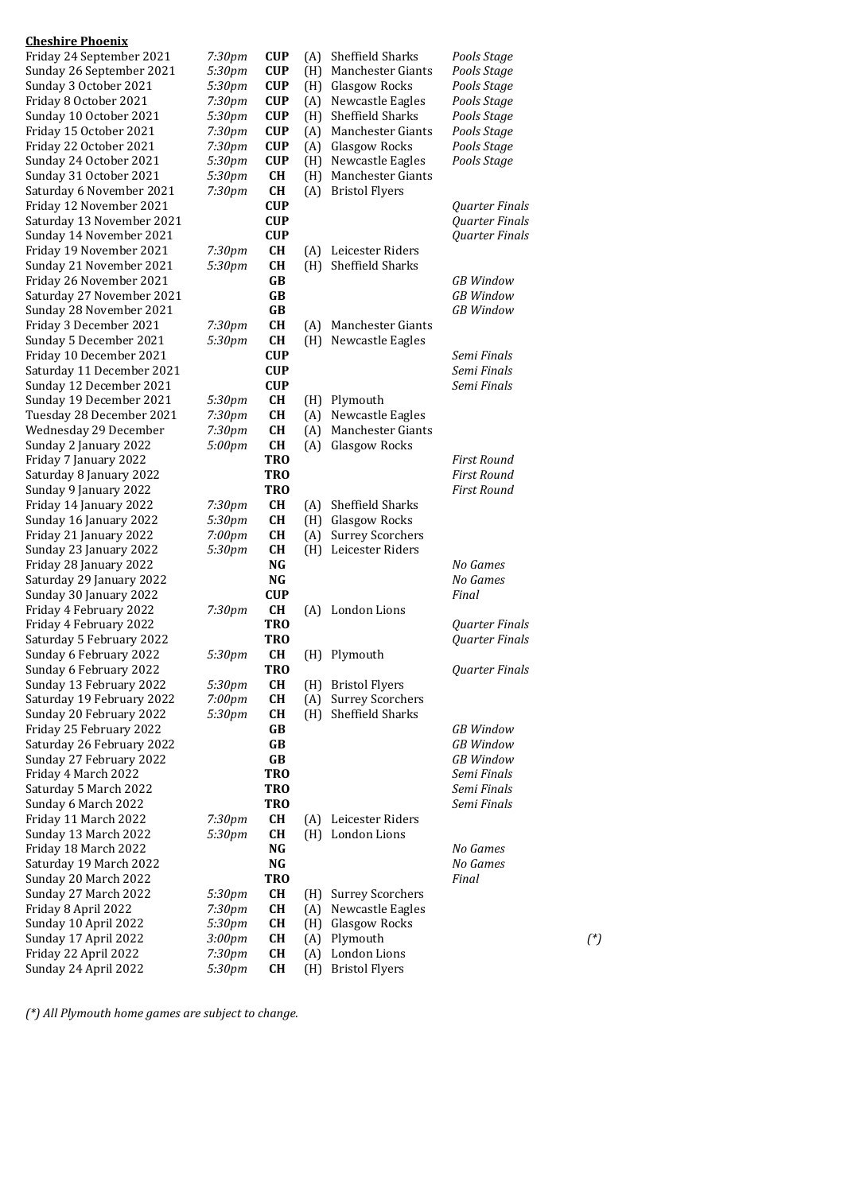**Cheshire Phoenix**

| Date | Time | Comp | H/A | Opponent | Notes | |
|---|---|---|---|---|---|---|
| Friday 24 September 2021 | *7:30pm* | **CUP** | (A) | Sheffield Sharks | *Pools Stage* | |
| Sunday 26 September 2021 | *5:30pm* | **CUP** | (H) | Manchester Giants | *Pools Stage* | |
| Sunday 3 October 2021 | *5:30pm* | **CUP** | (H) | Glasgow Rocks | *Pools Stage* | |
| Friday 8 October 2021 | *7:30pm* | **CUP** | (A) | Newcastle Eagles | *Pools Stage* | |
| Sunday 10 October 2021 | *5:30pm* | **CUP** | (H) | Sheffield Sharks | *Pools Stage* | |
| Friday 15 October 2021 | *7:30pm* | **CUP** | (A) | Manchester Giants | *Pools Stage* | |
| Friday 22 October 2021 | *7:30pm* | **CUP** | (A) | Glasgow Rocks | *Pools Stage* | |
| Sunday 24 October 2021 | *5:30pm* | **CUP** | (H) | Newcastle Eagles | *Pools Stage* | |
| Sunday 31 October 2021 | *5:30pm* | **CH** | (H) | Manchester Giants | | |
| Saturday 6 November 2021 | *7:30pm* | **CH** | (A) | Bristol Flyers | | |
| Friday 12 November 2021 | | **CUP** | | | *Quarter Finals* | |
| Saturday 13 November 2021 | | **CUP** | | | *Quarter Finals* | |
| Sunday 14 November 2021 | | **CUP** | | | *Quarter Finals* | |
| Friday 19 November 2021 | *7:30pm* | **CH** | (A) | Leicester Riders | | |
| Sunday 21 November 2021 | *5:30pm* | **CH** | (H) | Sheffield Sharks | | |
| Friday 26 November 2021 | | **GB** | | | *GB Window* | |
| Saturday 27 November 2021 | | **GB** | | | *GB Window* | |
| Sunday 28 November 2021 | | **GB** | | | *GB Window* | |
| Friday 3 December 2021 | *7:30pm* | **CH** | (A) | Manchester Giants | | |
| Sunday 5 December 2021 | *5:30pm* | **CH** | (H) | Newcastle Eagles | | |
| Friday 10 December 2021 | | **CUP** | | | *Semi Finals* | |
| Saturday 11 December 2021 | | **CUP** | | | *Semi Finals* | |
| Sunday 12 December 2021 | | **CUP** | | | *Semi Finals* | |
| Sunday 19 December 2021 | *5:30pm* | **CH** | (H) | Plymouth | | |
| Tuesday 28 December 2021 | *7:30pm* | **CH** | (A) | Newcastle Eagles | | |
| Wednesday 29 December | *7:30pm* | **CH** | (A) | Manchester Giants | | |
| Sunday 2 January 2022 | *5:00pm* | **CH** | (A) | Glasgow Rocks | | |
| Friday 7 January 2022 | | **TRO** | | | *First Round* | |
| Saturday 8 January 2022 | | **TRO** | | | *First Round* | |
| Sunday 9 January 2022 | | **TRO** | | | *First Round* | |
| Friday 14 January 2022 | *7:30pm* | **CH** | (A) | Sheffield Sharks | | |
| Sunday 16 January 2022 | *5:30pm* | **CH** | (H) | Glasgow Rocks | | |
| Friday 21 January 2022 | *7:00pm* | **CH** | (A) | Surrey Scorchers | | |
| Sunday 23 January 2022 | *5:30pm* | **CH** | (H) | Leicester Riders | | |
| Friday 28 January 2022 | | **NG** | | | *No Games* | |
| Saturday 29 January 2022 | | **NG** | | | *No Games* | |
| Sunday 30 January 2022 | | **CUP** | | | *Final* | |
| Friday 4 February 2022 | *7:30pm* | **CH** | (A) | London Lions | | |
| Friday 4 February 2022 | | **TRO** | | | *Quarter Finals* | |
| Saturday 5 February 2022 | | **TRO** | | | *Quarter Finals* | |
| Sunday 6 February 2022 | *5:30pm* | **CH** | (H) | Plymouth | | |
| Sunday 6 February 2022 | | **TRO** | | | *Quarter Finals* | |
| Sunday 13 February 2022 | *5:30pm* | **CH** | (H) | Bristol Flyers | | |
| Saturday 19 February 2022 | *7:00pm* | **CH** | (A) | Surrey Scorchers | | |
| Sunday 20 February 2022 | *5:30pm* | **CH** | (H) | Sheffield Sharks | | |
| Friday 25 February 2022 | | **GB** | | | *GB Window* | |
| Saturday 26 February 2022 | | **GB** | | | *GB Window* | |
| Sunday 27 February 2022 | | **GB** | | | *GB Window* | |
| Friday 4 March 2022 | | **TRO** | | | *Semi Finals* | |
| Saturday 5 March 2022 | | **TRO** | | | *Semi Finals* | |
| Sunday 6 March 2022 | | **TRO** | | | *Semi Finals* | |
| Friday 11 March 2022 | *7:30pm* | **CH** | (A) | Leicester Riders | | |
| Sunday 13 March 2022 | *5:30pm* | **CH** | (H) | London Lions | | |
| Friday 18 March 2022 | | **NG** | | | *No Games* | |
| Saturday 19 March 2022 | | **NG** | | | *No Games* | |
| Sunday 20 March 2022 | | **TRO** | | | *Final* | |
| Sunday 27 March 2022 | *5:30pm* | **CH** | (H) | Surrey Scorchers | | |
| Friday 8 April 2022 | *7:30pm* | **CH** | (A) | Newcastle Eagles | | |
| Sunday 10 April 2022 | *5:30pm* | **CH** | (H) | Glasgow Rocks | | |
| Sunday 17 April 2022 | *3:00pm* | **CH** | (A) | Plymouth | | *(*)* |
| Friday 22 April 2022 | *7:30pm* | **CH** | (A) | London Lions | | |
| Sunday 24 April 2022 | *5:30pm* | **CH** | (H) | Bristol Flyers | | |

*(*) All Plymouth home games are subject to change.*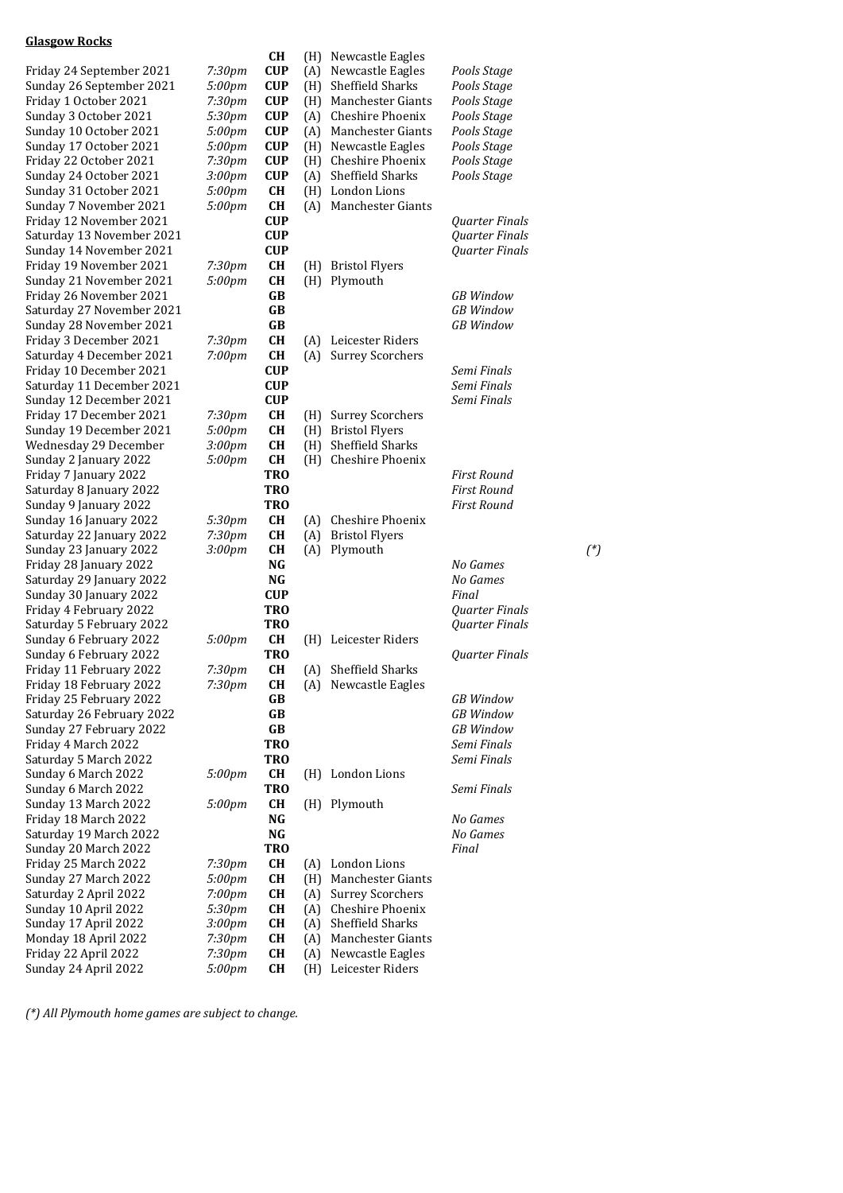**Glasgow Rocks**

| Date | Time | Comp | H/A | Opponent | Notes | |
|---|---|---|---|---|---|---|
| | | **CH** | (H) | Newcastle Eagles | | |
| Friday 24 September 2021 | *7:30pm* | **CUP** | (A) | Newcastle Eagles | *Pools Stage* | |
| Sunday 26 September 2021 | *5:00pm* | **CUP** | (H) | Sheffield Sharks | *Pools Stage* | |
| Friday 1 October 2021 | *7:30pm* | **CUP** | (H) | Manchester Giants | *Pools Stage* | |
| Sunday 3 October 2021 | *5:30pm* | **CUP** | (A) | Cheshire Phoenix | *Pools Stage* | |
| Sunday 10 October 2021 | *5:00pm* | **CUP** | (A) | Manchester Giants | *Pools Stage* | |
| Sunday 17 October 2021 | *5:00pm* | **CUP** | (H) | Newcastle Eagles | *Pools Stage* | |
| Friday 22 October 2021 | *7:30pm* | **CUP** | (H) | Cheshire Phoenix | *Pools Stage* | |
| Sunday 24 October 2021 | *3:00pm* | **CUP** | (A) | Sheffield Sharks | *Pools Stage* | |
| Sunday 31 October 2021 | *5:00pm* | **CH** | (H) | London Lions | | |
| Sunday 7 November 2021 | *5:00pm* | **CH** | (A) | Manchester Giants | | |
| Friday 12 November 2021 | | **CUP** | | | *Quarter Finals* | |
| Saturday 13 November 2021 | | **CUP** | | | *Quarter Finals* | |
| Sunday 14 November 2021 | | **CUP** | | | *Quarter Finals* | |
| Friday 19 November 2021 | *7:30pm* | **CH** | (H) | Bristol Flyers | | |
| Sunday 21 November 2021 | *5:00pm* | **CH** | (H) | Plymouth | | |
| Friday 26 November 2021 | | **GB** | | | *GB Window* | |
| Saturday 27 November 2021 | | **GB** | | | *GB Window* | |
| Sunday 28 November 2021 | | **GB** | | | *GB Window* | |
| Friday 3 December 2021 | *7:30pm* | **CH** | (A) | Leicester Riders | | |
| Saturday 4 December 2021 | *7:00pm* | **CH** | (A) | Surrey Scorchers | | |
| Friday 10 December 2021 | | **CUP** | | | *Semi Finals* | |
| Saturday 11 December 2021 | | **CUP** | | | *Semi Finals* | |
| Sunday 12 December 2021 | | **CUP** | | | *Semi Finals* | |
| Friday 17 December 2021 | *7:30pm* | **CH** | (H) | Surrey Scorchers | | |
| Sunday 19 December 2021 | *5:00pm* | **CH** | (H) | Bristol Flyers | | |
| Wednesday 29 December | *3:00pm* | **CH** | (H) | Sheffield Sharks | | |
| Sunday 2 January 2022 | *5:00pm* | **CH** | (H) | Cheshire Phoenix | | |
| Friday 7 January 2022 | | **TRO** | | | *First Round* | |
| Saturday 8 January 2022 | | **TRO** | | | *First Round* | |
| Sunday 9 January 2022 | | **TRO** | | | *First Round* | |
| Sunday 16 January 2022 | *5:30pm* | **CH** | (A) | Cheshire Phoenix | | |
| Saturday 22 January 2022 | *7:30pm* | **CH** | (A) | Bristol Flyers | | |
| Sunday 23 January 2022 | *3:00pm* | **CH** | (A) | Plymouth | | *(\*)* |
| Friday 28 January 2022 | | **NG** | | | *No Games* | |
| Saturday 29 January 2022 | | **NG** | | | *No Games* | |
| Sunday 30 January 2022 | | **CUP** | | | *Final* | |
| Friday 4 February 2022 | | **TRO** | | | *Quarter Finals* | |
| Saturday 5 February 2022 | | **TRO** | | | *Quarter Finals* | |
| Sunday 6 February 2022 | *5:00pm* | **CH** | (H) | Leicester Riders | | |
| Sunday 6 February 2022 | | **TRO** | | | *Quarter Finals* | |
| Friday 11 February 2022 | *7:30pm* | **CH** | (A) | Sheffield Sharks | | |
| Friday 18 February 2022 | *7:30pm* | **CH** | (A) | Newcastle Eagles | | |
| Friday 25 February 2022 | | **GB** | | | *GB Window* | |
| Saturday 26 February 2022 | | **GB** | | | *GB Window* | |
| Sunday 27 February 2022 | | **GB** | | | *GB Window* | |
| Friday 4 March 2022 | | **TRO** | | | *Semi Finals* | |
| Saturday 5 March 2022 | | **TRO** | | | *Semi Finals* | |
| Sunday 6 March 2022 | *5:00pm* | **CH** | (H) | London Lions | | |
| Sunday 6 March 2022 | | **TRO** | | | *Semi Finals* | |
| Sunday 13 March 2022 | *5:00pm* | **CH** | (H) | Plymouth | | |
| Friday 18 March 2022 | | **NG** | | | *No Games* | |
| Saturday 19 March 2022 | | **NG** | | | *No Games* | |
| Sunday 20 March 2022 | | **TRO** | | | *Final* | |
| Friday 25 March 2022 | *7:30pm* | **CH** | (A) | London Lions | | |
| Sunday 27 March 2022 | *5:00pm* | **CH** | (H) | Manchester Giants | | |
| Saturday 2 April 2022 | *7:00pm* | **CH** | (A) | Surrey Scorchers | | |
| Sunday 10 April 2022 | *5:30pm* | **CH** | (A) | Cheshire Phoenix | | |
| Sunday 17 April 2022 | *3:00pm* | **CH** | (A) | Sheffield Sharks | | |
| Monday 18 April 2022 | *7:30pm* | **CH** | (A) | Manchester Giants | | |
| Friday 22 April 2022 | *7:30pm* | **CH** | (A) | Newcastle Eagles | | |
| Sunday 24 April 2022 | *5:00pm* | **CH** | (H) | Leicester Riders | | |

*(\*) All Plymouth home games are subject to change.*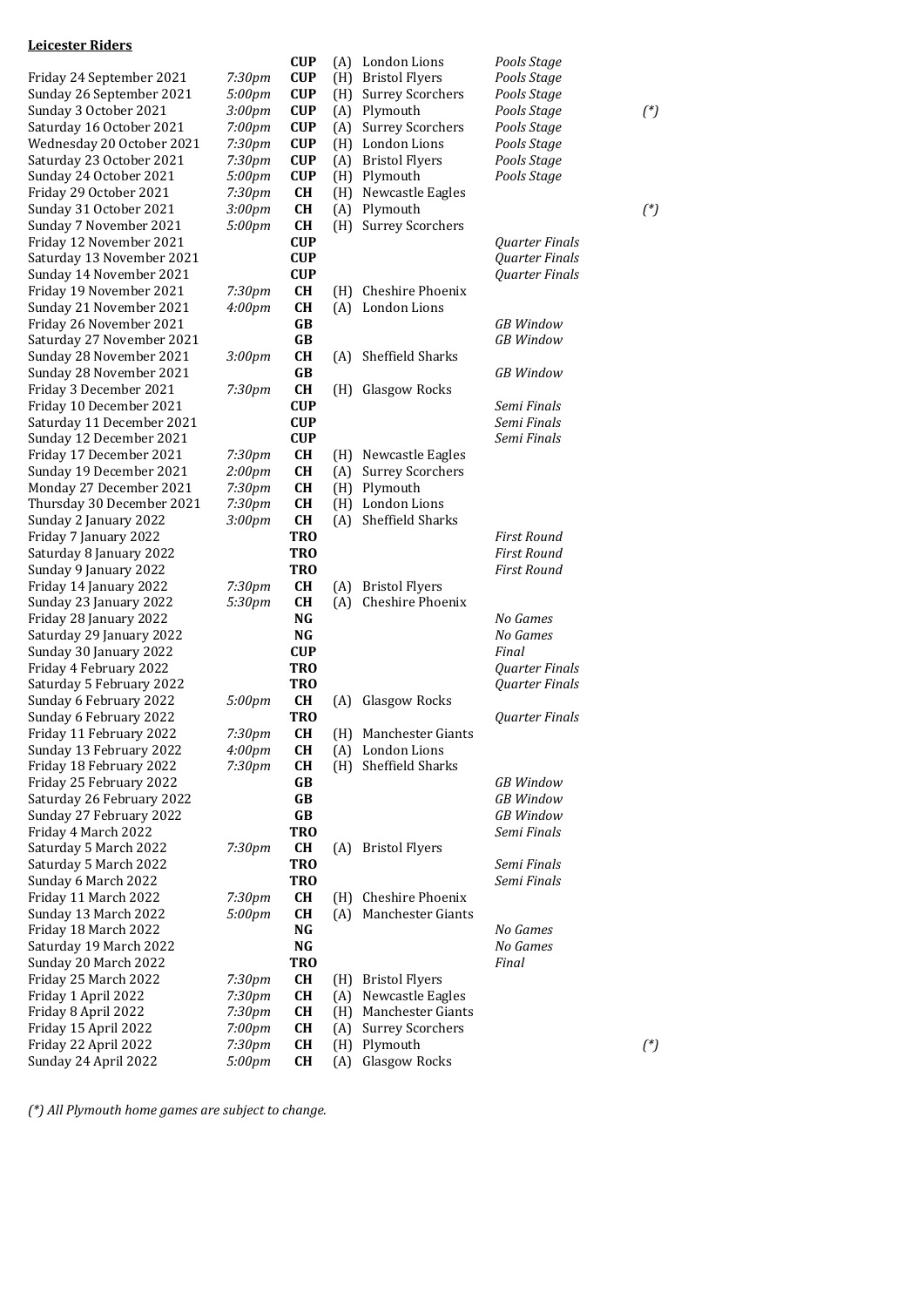**Leicester Riders**

| | | | | | | |
|---|---|---|---|---|---|---|
| | | **CUP** | (A) | London Lions | *Pools Stage* | |
| Friday 24 September 2021 | *7:30pm* | **CUP** | (H) | Bristol Flyers | *Pools Stage* | |
| Sunday 26 September 2021 | *5:00pm* | **CUP** | (H) | Surrey Scorchers | *Pools Stage* | |
| Sunday 3 October 2021 | *3:00pm* | **CUP** | (A) | Plymouth | *Pools Stage* | *(\*)* |
| Saturday 16 October 2021 | *7:00pm* | **CUP** | (A) | Surrey Scorchers | *Pools Stage* | |
| Wednesday 20 October 2021 | *7:30pm* | **CUP** | (H) | London Lions | *Pools Stage* | |
| Saturday 23 October 2021 | *7:30pm* | **CUP** | (A) | Bristol Flyers | *Pools Stage* | |
| Sunday 24 October 2021 | *5:00pm* | **CUP** | (H) | Plymouth | *Pools Stage* | |
| Friday 29 October 2021 | *7:30pm* | **CH** | (H) | Newcastle Eagles | | |
| Sunday 31 October 2021 | *3:00pm* | **CH** | (A) | Plymouth | | *(\*)* |
| Sunday 7 November 2021 | *5:00pm* | **CH** | (H) | Surrey Scorchers | | |
| Friday 12 November 2021 | | **CUP** | | | *Quarter Finals* | |
| Saturday 13 November 2021 | | **CUP** | | | *Quarter Finals* | |
| Sunday 14 November 2021 | | **CUP** | | | *Quarter Finals* | |
| Friday 19 November 2021 | *7:30pm* | **CH** | (H) | Cheshire Phoenix | | |
| Sunday 21 November 2021 | *4:00pm* | **CH** | (A) | London Lions | | |
| Friday 26 November 2021 | | **GB** | | | *GB Window* | |
| Saturday 27 November 2021 | | **GB** | | | *GB Window* | |
| Sunday 28 November 2021 | *3:00pm* | **CH** | (A) | Sheffield Sharks | | |
| Sunday 28 November 2021 | | **GB** | | | *GB Window* | |
| Friday 3 December 2021 | *7:30pm* | **CH** | (H) | Glasgow Rocks | | |
| Friday 10 December 2021 | | **CUP** | | | *Semi Finals* | |
| Saturday 11 December 2021 | | **CUP** | | | *Semi Finals* | |
| Sunday 12 December 2021 | | **CUP** | | | *Semi Finals* | |
| Friday 17 December 2021 | *7:30pm* | **CH** | (H) | Newcastle Eagles | | |
| Sunday 19 December 2021 | *2:00pm* | **CH** | (A) | Surrey Scorchers | | |
| Monday 27 December 2021 | *7:30pm* | **CH** | (H) | Plymouth | | |
| Thursday 30 December 2021 | *7:30pm* | **CH** | (H) | London Lions | | |
| Sunday 2 January 2022 | *3:00pm* | **CH** | (A) | Sheffield Sharks | | |
| Friday 7 January 2022 | | **TRO** | | | *First Round* | |
| Saturday 8 January 2022 | | **TRO** | | | *First Round* | |
| Sunday 9 January 2022 | | **TRO** | | | *First Round* | |
| Friday 14 January 2022 | *7:30pm* | **CH** | (A) | Bristol Flyers | | |
| Sunday 23 January 2022 | *5:30pm* | **CH** | (A) | Cheshire Phoenix | | |
| Friday 28 January 2022 | | **NG** | | | *No Games* | |
| Saturday 29 January 2022 | | **NG** | | | *No Games* | |
| Sunday 30 January 2022 | | **CUP** | | | *Final* | |
| Friday 4 February 2022 | | **TRO** | | | *Quarter Finals* | |
| Saturday 5 February 2022 | | **TRO** | | | *Quarter Finals* | |
| Sunday 6 February 2022 | *5:00pm* | **CH** | (A) | Glasgow Rocks | | |
| Sunday 6 February 2022 | | **TRO** | | | *Quarter Finals* | |
| Friday 11 February 2022 | *7:30pm* | **CH** | (H) | Manchester Giants | | |
| Sunday 13 February 2022 | *4:00pm* | **CH** | (A) | London Lions | | |
| Friday 18 February 2022 | *7:30pm* | **CH** | (H) | Sheffield Sharks | | |
| Friday 25 February 2022 | | **GB** | | | *GB Window* | |
| Saturday 26 February 2022 | | **GB** | | | *GB Window* | |
| Sunday 27 February 2022 | | **GB** | | | *GB Window* | |
| Friday 4 March 2022 | | **TRO** | | | *Semi Finals* | |
| Saturday 5 March 2022 | *7:30pm* | **CH** | (A) | Bristol Flyers | | |
| Saturday 5 March 2022 | | **TRO** | | | *Semi Finals* | |
| Sunday 6 March 2022 | | **TRO** | | | *Semi Finals* | |
| Friday 11 March 2022 | *7:30pm* | **CH** | (H) | Cheshire Phoenix | | |
| Sunday 13 March 2022 | *5:00pm* | **CH** | (A) | Manchester Giants | | |
| Friday 18 March 2022 | | **NG** | | | *No Games* | |
| Saturday 19 March 2022 | | **NG** | | | *No Games* | |
| Sunday 20 March 2022 | | **TRO** | | | *Final* | |
| Friday 25 March 2022 | *7:30pm* | **CH** | (H) | Bristol Flyers | | |
| Friday 1 April 2022 | *7:30pm* | **CH** | (A) | Newcastle Eagles | | |
| Friday 8 April 2022 | *7:30pm* | **CH** | (H) | Manchester Giants | | |
| Friday 15 April 2022 | *7:00pm* | **CH** | (A) | Surrey Scorchers | | |
| Friday 22 April 2022 | *7:30pm* | **CH** | (H) | Plymouth | | *(\*)* |
| Sunday 24 April 2022 | *5:00pm* | **CH** | (A) | Glasgow Rocks | | |

*(\*) All Plymouth home games are subject to change.*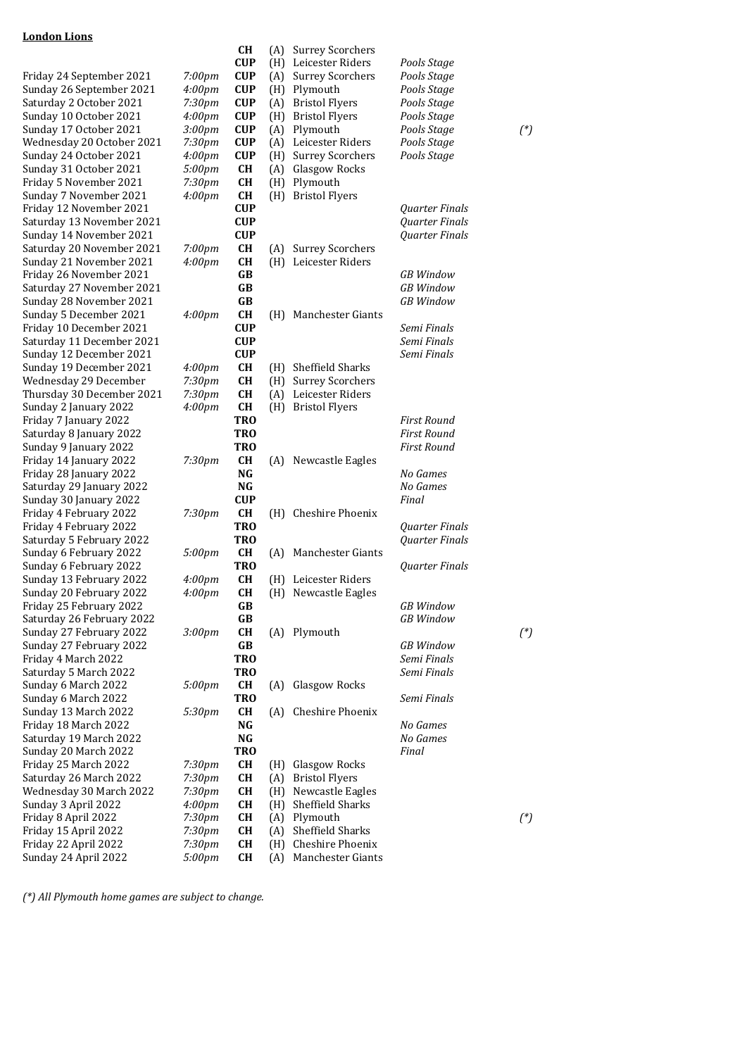**London Lions**

| | | | | | | |
|---|---|---|---|---|---|---|
| | | **CH** | (A) | Surrey Scorchers | | |
| | | **CUP** | (H) | Leicester Riders | *Pools Stage* | |
| Friday 24 September 2021 | *7:00pm* | **CUP** | (A) | Surrey Scorchers | *Pools Stage* | |
| Sunday 26 September 2021 | *4:00pm* | **CUP** | (H) | Plymouth | *Pools Stage* | |
| Saturday 2 October 2021 | *7:30pm* | **CUP** | (A) | Bristol Flyers | *Pools Stage* | |
| Sunday 10 October 2021 | *4:00pm* | **CUP** | (H) | Bristol Flyers | *Pools Stage* | |
| Sunday 17 October 2021 | *3:00pm* | **CUP** | (A) | Plymouth | *Pools Stage* | *(\*)* |
| Wednesday 20 October 2021 | *7:30pm* | **CUP** | (A) | Leicester Riders | *Pools Stage* | |
| Sunday 24 October 2021 | *4:00pm* | **CUP** | (H) | Surrey Scorchers | *Pools Stage* | |
| Sunday 31 October 2021 | *5:00pm* | **CH** | (A) | Glasgow Rocks | | |
| Friday 5 November 2021 | *7:30pm* | **CH** | (H) | Plymouth | | |
| Sunday 7 November 2021 | *4:00pm* | **CH** | (H) | Bristol Flyers | | |
| Friday 12 November 2021 | | **CUP** | | | *Quarter Finals* | |
| Saturday 13 November 2021 | | **CUP** | | | *Quarter Finals* | |
| Sunday 14 November 2021 | | **CUP** | | | *Quarter Finals* | |
| Saturday 20 November 2021 | *7:00pm* | **CH** | (A) | Surrey Scorchers | | |
| Sunday 21 November 2021 | *4:00pm* | **CH** | (H) | Leicester Riders | | |
| Friday 26 November 2021 | | **GB** | | | *GB Window* | |
| Saturday 27 November 2021 | | **GB** | | | *GB Window* | |
| Sunday 28 November 2021 | | **GB** | | | *GB Window* | |
| Sunday 5 December 2021 | *4:00pm* | **CH** | (H) | Manchester Giants | | |
| Friday 10 December 2021 | | **CUP** | | | *Semi Finals* | |
| Saturday 11 December 2021 | | **CUP** | | | *Semi Finals* | |
| Sunday 12 December 2021 | | **CUP** | | | *Semi Finals* | |
| Sunday 19 December 2021 | *4:00pm* | **CH** | (H) | Sheffield Sharks | | |
| Wednesday 29 December | *7:30pm* | **CH** | (H) | Surrey Scorchers | | |
| Thursday 30 December 2021 | *7:30pm* | **CH** | (A) | Leicester Riders | | |
| Sunday 2 January 2022 | *4:00pm* | **CH** | (H) | Bristol Flyers | | |
| Friday 7 January 2022 | | **TRO** | | | *First Round* | |
| Saturday 8 January 2022 | | **TRO** | | | *First Round* | |
| Sunday 9 January 2022 | | **TRO** | | | *First Round* | |
| Friday 14 January 2022 | *7:30pm* | **CH** | (A) | Newcastle Eagles | | |
| Friday 28 January 2022 | | **NG** | | | *No Games* | |
| Saturday 29 January 2022 | | **NG** | | | *No Games* | |
| Sunday 30 January 2022 | | **CUP** | | | *Final* | |
| Friday 4 February 2022 | *7:30pm* | **CH** | (H) | Cheshire Phoenix | | |
| Friday 4 February 2022 | | **TRO** | | | *Quarter Finals* | |
| Saturday 5 February 2022 | | **TRO** | | | *Quarter Finals* | |
| Sunday 6 February 2022 | *5:00pm* | **CH** | (A) | Manchester Giants | | |
| Sunday 6 February 2022 | | **TRO** | | | *Quarter Finals* | |
| Sunday 13 February 2022 | *4:00pm* | **CH** | (H) | Leicester Riders | | |
| Sunday 20 February 2022 | *4:00pm* | **CH** | (H) | Newcastle Eagles | | |
| Friday 25 February 2022 | | **GB** | | | *GB Window* | |
| Saturday 26 February 2022 | | **GB** | | | *GB Window* | |
| Sunday 27 February 2022 | *3:00pm* | **CH** | (A) | Plymouth | | *(\*)* |
| Sunday 27 February 2022 | | **GB** | | | *GB Window* | |
| Friday 4 March 2022 | | **TRO** | | | *Semi Finals* | |
| Saturday 5 March 2022 | | **TRO** | | | *Semi Finals* | |
| Sunday 6 March 2022 | *5:00pm* | **CH** | (A) | Glasgow Rocks | | |
| Sunday 6 March 2022 | | **TRO** | | | *Semi Finals* | |
| Sunday 13 March 2022 | *5:30pm* | **CH** | (A) | Cheshire Phoenix | | |
| Friday 18 March 2022 | | **NG** | | | *No Games* | |
| Saturday 19 March 2022 | | **NG** | | | *No Games* | |
| Sunday 20 March 2022 | | **TRO** | | | *Final* | |
| Friday 25 March 2022 | *7:30pm* | **CH** | (H) | Glasgow Rocks | | |
| Saturday 26 March 2022 | *7:30pm* | **CH** | (A) | Bristol Flyers | | |
| Wednesday 30 March 2022 | *7:30pm* | **CH** | (H) | Newcastle Eagles | | |
| Sunday 3 April 2022 | *4:00pm* | **CH** | (H) | Sheffield Sharks | | |
| Friday 8 April 2022 | *7:30pm* | **CH** | (A) | Plymouth | | *(\*)* |
| Friday 15 April 2022 | *7:30pm* | **CH** | (A) | Sheffield Sharks | | |
| Friday 22 April 2022 | *7:30pm* | **CH** | (H) | Cheshire Phoenix | | |
| Sunday 24 April 2022 | *5:00pm* | **CH** | (A) | Manchester Giants | | |

*(\*) All Plymouth home games are subject to change.*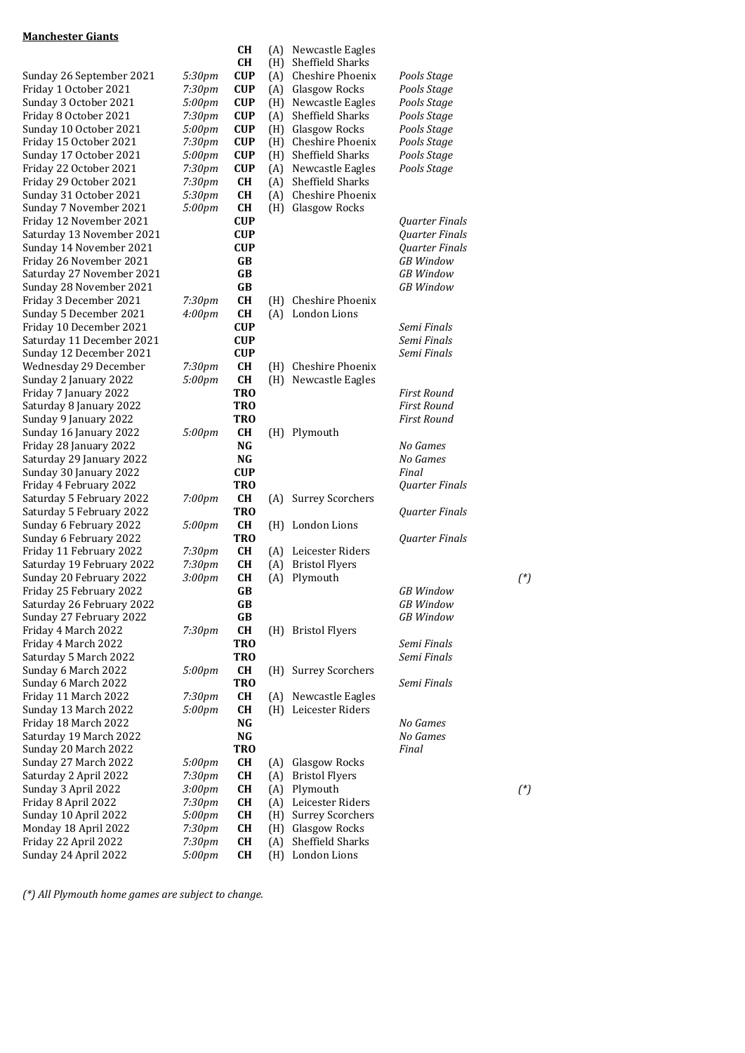**Manchester Giants**

| | | | | | | |
|---|---|---|---|---|---|---|
| | | **CH** | (A) | Newcastle Eagles | | |
| | | **CH** | (H) | Sheffield Sharks | | |
| Sunday 26 September 2021 | *5:30pm* | **CUP** | (A) | Cheshire Phoenix | *Pools Stage* | |
| Friday 1 October 2021 | *7:30pm* | **CUP** | (A) | Glasgow Rocks | *Pools Stage* | |
| Sunday 3 October 2021 | *5:00pm* | **CUP** | (H) | Newcastle Eagles | *Pools Stage* | |
| Friday 8 October 2021 | *7:30pm* | **CUP** | (A) | Sheffield Sharks | *Pools Stage* | |
| Sunday 10 October 2021 | *5:00pm* | **CUP** | (H) | Glasgow Rocks | *Pools Stage* | |
| Friday 15 October 2021 | *7:30pm* | **CUP** | (H) | Cheshire Phoenix | *Pools Stage* | |
| Sunday 17 October 2021 | *5:00pm* | **CUP** | (H) | Sheffield Sharks | *Pools Stage* | |
| Friday 22 October 2021 | *7:30pm* | **CUP** | (A) | Newcastle Eagles | *Pools Stage* | |
| Friday 29 October 2021 | *7:30pm* | **CH** | (A) | Sheffield Sharks | | |
| Sunday 31 October 2021 | *5:30pm* | **CH** | (A) | Cheshire Phoenix | | |
| Sunday 7 November 2021 | *5:00pm* | **CH** | (H) | Glasgow Rocks | | |
| Friday 12 November 2021 | | **CUP** | | | *Quarter Finals* | |
| Saturday 13 November 2021 | | **CUP** | | | *Quarter Finals* | |
| Sunday 14 November 2021 | | **CUP** | | | *Quarter Finals* | |
| Friday 26 November 2021 | | **GB** | | | *GB Window* | |
| Saturday 27 November 2021 | | **GB** | | | *GB Window* | |
| Sunday 28 November 2021 | | **GB** | | | *GB Window* | |
| Friday 3 December 2021 | *7:30pm* | **CH** | (H) | Cheshire Phoenix | | |
| Sunday 5 December 2021 | *4:00pm* | **CH** | (A) | London Lions | | |
| Friday 10 December 2021 | | **CUP** | | | *Semi Finals* | |
| Saturday 11 December 2021 | | **CUP** | | | *Semi Finals* | |
| Sunday 12 December 2021 | | **CUP** | | | *Semi Finals* | |
| Wednesday 29 December | *7:30pm* | **CH** | (H) | Cheshire Phoenix | | |
| Sunday 2 January 2022 | *5:00pm* | **CH** | (H) | Newcastle Eagles | | |
| Friday 7 January 2022 | | **TRO** | | | *First Round* | |
| Saturday 8 January 2022 | | **TRO** | | | *First Round* | |
| Sunday 9 January 2022 | | **TRO** | | | *First Round* | |
| Sunday 16 January 2022 | *5:00pm* | **CH** | (H) | Plymouth | | |
| Friday 28 January 2022 | | **NG** | | | *No Games* | |
| Saturday 29 January 2022 | | **NG** | | | *No Games* | |
| Sunday 30 January 2022 | | **CUP** | | | *Final* | |
| Friday 4 February 2022 | | **TRO** | | | *Quarter Finals* | |
| Saturday 5 February 2022 | *7:00pm* | **CH** | (A) | Surrey Scorchers | | |
| Saturday 5 February 2022 | | **TRO** | | | *Quarter Finals* | |
| Sunday 6 February 2022 | *5:00pm* | **CH** | (H) | London Lions | | |
| Sunday 6 February 2022 | | **TRO** | | | *Quarter Finals* | |
| Friday 11 February 2022 | *7:30pm* | **CH** | (A) | Leicester Riders | | |
| Saturday 19 February 2022 | *7:30pm* | **CH** | (A) | Bristol Flyers | | |
| Sunday 20 February 2022 | *3:00pm* | **CH** | (A) | Plymouth | | *(*)* |
| Friday 25 February 2022 | | **GB** | | | *GB Window* | |
| Saturday 26 February 2022 | | **GB** | | | *GB Window* | |
| Sunday 27 February 2022 | | **GB** | | | *GB Window* | |
| Friday 4 March 2022 | *7:30pm* | **CH** | (H) | Bristol Flyers | | |
| Friday 4 March 2022 | | **TRO** | | | *Semi Finals* | |
| Saturday 5 March 2022 | | **TRO** | | | *Semi Finals* | |
| Sunday 6 March 2022 | *5:00pm* | **CH** | (H) | Surrey Scorchers | | |
| Sunday 6 March 2022 | | **TRO** | | | *Semi Finals* | |
| Friday 11 March 2022 | *7:30pm* | **CH** | (A) | Newcastle Eagles | | |
| Sunday 13 March 2022 | *5:00pm* | **CH** | (H) | Leicester Riders | | |
| Friday 18 March 2022 | | **NG** | | | *No Games* | |
| Saturday 19 March 2022 | | **NG** | | | *No Games* | |
| Sunday 20 March 2022 | | **TRO** | | | *Final* | |
| Sunday 27 March 2022 | *5:00pm* | **CH** | (A) | Glasgow Rocks | | |
| Saturday 2 April 2022 | *7:30pm* | **CH** | (A) | Bristol Flyers | | |
| Sunday 3 April 2022 | *3:00pm* | **CH** | (A) | Plymouth | | *(*)* |
| Friday 8 April 2022 | *7:30pm* | **CH** | (A) | Leicester Riders | | |
| Sunday 10 April 2022 | *5:00pm* | **CH** | (H) | Surrey Scorchers | | |
| Monday 18 April 2022 | *7:30pm* | **CH** | (H) | Glasgow Rocks | | |
| Friday 22 April 2022 | *7:30pm* | **CH** | (A) | Sheffield Sharks | | |
| Sunday 24 April 2022 | *5:00pm* | **CH** | (H) | London Lions | | |

*(*) All Plymouth home games are subject to change.*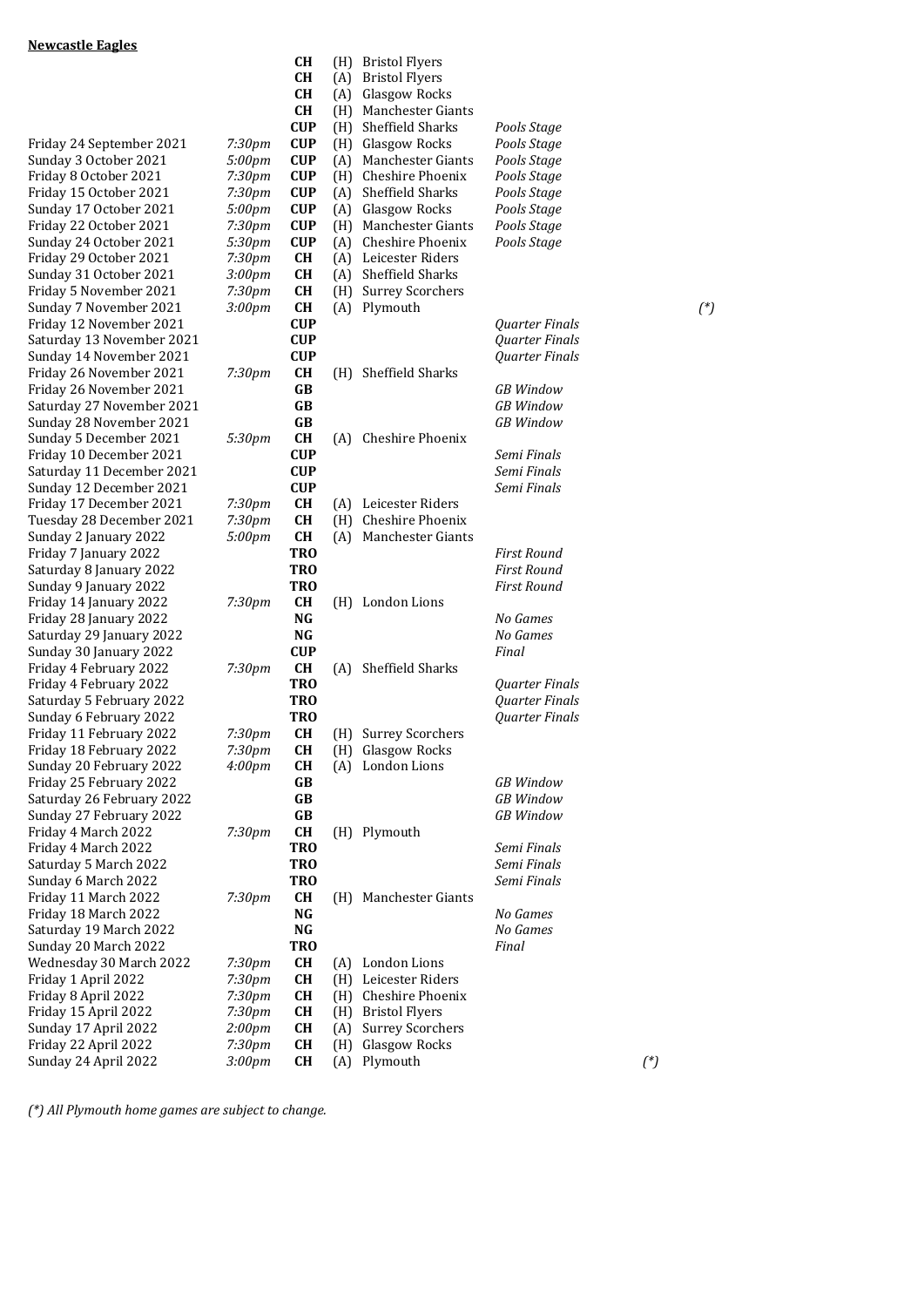**Newcastle Eagles**

| Date | Time | Comp | H/A | Opponent | Stage | Note |
|---|---|---|---|---|---|---|
| | | **CH** | (H) | Bristol Flyers | | |
| | | **CH** | (A) | Bristol Flyers | | |
| | | **CH** | (A) | Glasgow Rocks | | |
| | | **CH** | (H) | Manchester Giants | | |
| | | **CUP** | (H) | Sheffield Sharks | *Pools Stage* | |
| Friday 24 September 2021 | *7:30pm* | **CUP** | (H) | Glasgow Rocks | *Pools Stage* | |
| Sunday 3 October 2021 | *5:00pm* | **CUP** | (A) | Manchester Giants | *Pools Stage* | |
| Friday 8 October 2021 | *7:30pm* | **CUP** | (H) | Cheshire Phoenix | *Pools Stage* | |
| Friday 15 October 2021 | *7:30pm* | **CUP** | (A) | Sheffield Sharks | *Pools Stage* | |
| Sunday 17 October 2021 | *5:00pm* | **CUP** | (A) | Glasgow Rocks | *Pools Stage* | |
| Friday 22 October 2021 | *7:30pm* | **CUP** | (H) | Manchester Giants | *Pools Stage* | |
| Sunday 24 October 2021 | *5:30pm* | **CUP** | (A) | Cheshire Phoenix | *Pools Stage* | |
| Friday 29 October 2021 | *7:30pm* | **CH** | (A) | Leicester Riders | | |
| Sunday 31 October 2021 | *3:00pm* | **CH** | (A) | Sheffield Sharks | | |
| Friday 5 November 2021 | *7:30pm* | **CH** | (H) | Surrey Scorchers | | |
| Sunday 7 November 2021 | *3:00pm* | **CH** | (A) | Plymouth | | *(*)* |
| Friday 12 November 2021 | | **CUP** | | | *Quarter Finals* | |
| Saturday 13 November 2021 | | **CUP** | | | *Quarter Finals* | |
| Sunday 14 November 2021 | | **CUP** | | | *Quarter Finals* | |
| Friday 26 November 2021 | *7:30pm* | **CH** | (H) | Sheffield Sharks | | |
| Friday 26 November 2021 | | **GB** | | | *GB Window* | |
| Saturday 27 November 2021 | | **GB** | | | *GB Window* | |
| Sunday 28 November 2021 | | **GB** | | | *GB Window* | |
| Sunday 5 December 2021 | *5:30pm* | **CH** | (A) | Cheshire Phoenix | | |
| Friday 10 December 2021 | | **CUP** | | | *Semi Finals* | |
| Saturday 11 December 2021 | | **CUP** | | | *Semi Finals* | |
| Sunday 12 December 2021 | | **CUP** | | | *Semi Finals* | |
| Friday 17 December 2021 | *7:30pm* | **CH** | (A) | Leicester Riders | | |
| Tuesday 28 December 2021 | *7:30pm* | **CH** | (H) | Cheshire Phoenix | | |
| Sunday 2 January 2022 | *5:00pm* | **CH** | (A) | Manchester Giants | | |
| Friday 7 January 2022 | | **TRO** | | | *First Round* | |
| Saturday 8 January 2022 | | **TRO** | | | *First Round* | |
| Sunday 9 January 2022 | | **TRO** | | | *First Round* | |
| Friday 14 January 2022 | *7:30pm* | **CH** | (H) | London Lions | | |
| Friday 28 January 2022 | | **NG** | | | *No Games* | |
| Saturday 29 January 2022 | | **NG** | | | *No Games* | |
| Sunday 30 January 2022 | | **CUP** | | | *Final* | |
| Friday 4 February 2022 | *7:30pm* | **CH** | (A) | Sheffield Sharks | | |
| Friday 4 February 2022 | | **TRO** | | | *Quarter Finals* | |
| Saturday 5 February 2022 | | **TRO** | | | *Quarter Finals* | |
| Sunday 6 February 2022 | | **TRO** | | | *Quarter Finals* | |
| Friday 11 February 2022 | *7:30pm* | **CH** | (H) | Surrey Scorchers | | |
| Friday 18 February 2022 | *7:30pm* | **CH** | (H) | Glasgow Rocks | | |
| Sunday 20 February 2022 | *4:00pm* | **CH** | (A) | London Lions | | |
| Friday 25 February 2022 | | **GB** | | | *GB Window* | |
| Saturday 26 February 2022 | | **GB** | | | *GB Window* | |
| Sunday 27 February 2022 | | **GB** | | | *GB Window* | |
| Friday 4 March 2022 | *7:30pm* | **CH** | (H) | Plymouth | | |
| Friday 4 March 2022 | | **TRO** | | | *Semi Finals* | |
| Saturday 5 March 2022 | | **TRO** | | | *Semi Finals* | |
| Sunday 6 March 2022 | | **TRO** | | | *Semi Finals* | |
| Friday 11 March 2022 | *7:30pm* | **CH** | (H) | Manchester Giants | | |
| Friday 18 March 2022 | | **NG** | | | *No Games* | |
| Saturday 19 March 2022 | | **NG** | | | *No Games* | |
| Sunday 20 March 2022 | | **TRO** | | | *Final* | |
| Wednesday 30 March 2022 | *7:30pm* | **CH** | (A) | London Lions | | |
| Friday 1 April 2022 | *7:30pm* | **CH** | (H) | Leicester Riders | | |
| Friday 8 April 2022 | *7:30pm* | **CH** | (H) | Cheshire Phoenix | | |
| Friday 15 April 2022 | *7:30pm* | **CH** | (H) | Bristol Flyers | | |
| Sunday 17 April 2022 | *2:00pm* | **CH** | (A) | Surrey Scorchers | | |
| Friday 22 April 2022 | *7:30pm* | **CH** | (H) | Glasgow Rocks | | |
| Sunday 24 April 2022 | *3:00pm* | **CH** | (A) | Plymouth | | *(*)* |

*(*) All Plymouth home games are subject to change.*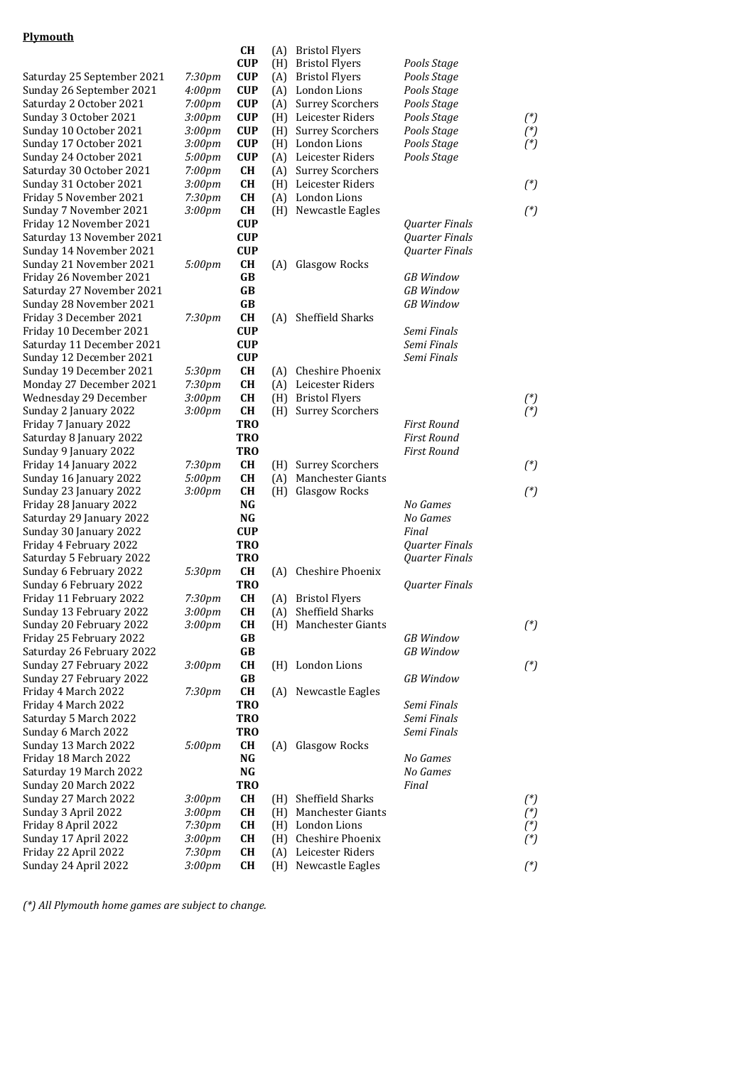**Plymouth**

| | | | | | | |
|---|---|---|---|---|---|---|
| | | **CH** | (A) | Bristol Flyers | | |
| | | **CUP** | (H) | Bristol Flyers | *Pools Stage* | |
| Saturday 25 September 2021 | *7:30pm* | **CUP** | (A) | Bristol Flyers | *Pools Stage* | |
| Sunday 26 September 2021 | *4:00pm* | **CUP** | (A) | London Lions | *Pools Stage* | |
| Saturday 2 October 2021 | *7:00pm* | **CUP** | (A) | Surrey Scorchers | *Pools Stage* | |
| Sunday 3 October 2021 | *3:00pm* | **CUP** | (H) | Leicester Riders | *Pools Stage* | *(*)* |
| Sunday 10 October 2021 | *3:00pm* | **CUP** | (H) | Surrey Scorchers | *Pools Stage* | *(*)* |
| Sunday 17 October 2021 | *3:00pm* | **CUP** | (H) | London Lions | *Pools Stage* | *(*)* |
| Sunday 24 October 2021 | *5:00pm* | **CUP** | (A) | Leicester Riders | *Pools Stage* | |
| Saturday 30 October 2021 | *7:00pm* | **CH** | (A) | Surrey Scorchers | | |
| Sunday 31 October 2021 | *3:00pm* | **CH** | (H) | Leicester Riders | | *(*)* |
| Friday 5 November 2021 | *7:30pm* | **CH** | (A) | London Lions | | |
| Sunday 7 November 2021 | *3:00pm* | **CH** | (H) | Newcastle Eagles | | *(*)* |
| Friday 12 November 2021 | | **CUP** | | | *Quarter Finals* | |
| Saturday 13 November 2021 | | **CUP** | | | *Quarter Finals* | |
| Sunday 14 November 2021 | | **CUP** | | | *Quarter Finals* | |
| Sunday 21 November 2021 | *5:00pm* | **CH** | (A) | Glasgow Rocks | | |
| Friday 26 November 2021 | | **GB** | | | *GB Window* | |
| Saturday 27 November 2021 | | **GB** | | | *GB Window* | |
| Sunday 28 November 2021 | | **GB** | | | *GB Window* | |
| Friday 3 December 2021 | *7:30pm* | **CH** | (A) | Sheffield Sharks | | |
| Friday 10 December 2021 | | **CUP** | | | *Semi Finals* | |
| Saturday 11 December 2021 | | **CUP** | | | *Semi Finals* | |
| Sunday 12 December 2021 | | **CUP** | | | *Semi Finals* | |
| Sunday 19 December 2021 | *5:30pm* | **CH** | (A) | Cheshire Phoenix | | |
| Monday 27 December 2021 | *7:30pm* | **CH** | (A) | Leicester Riders | | |
| Wednesday 29 December | *3:00pm* | **CH** | (H) | Bristol Flyers | | *(*)* |
| Sunday 2 January 2022 | *3:00pm* | **CH** | (H) | Surrey Scorchers | | *(*)* |
| Friday 7 January 2022 | | **TRO** | | | *First Round* | |
| Saturday 8 January 2022 | | **TRO** | | | *First Round* | |
| Sunday 9 January 2022 | | **TRO** | | | *First Round* | |
| Friday 14 January 2022 | *7:30pm* | **CH** | (H) | Surrey Scorchers | | *(*)* |
| Sunday 16 January 2022 | *5:00pm* | **CH** | (A) | Manchester Giants | | |
| Sunday 23 January 2022 | *3:00pm* | **CH** | (H) | Glasgow Rocks | | *(*)* |
| Friday 28 January 2022 | | **NG** | | | *No Games* | |
| Saturday 29 January 2022 | | **NG** | | | *No Games* | |
| Sunday 30 January 2022 | | **CUP** | | | *Final* | |
| Friday 4 February 2022 | | **TRO** | | | *Quarter Finals* | |
| Saturday 5 February 2022 | | **TRO** | | | *Quarter Finals* | |
| Sunday 6 February 2022 | *5:30pm* | **CH** | (A) | Cheshire Phoenix | | |
| Sunday 6 February 2022 | | **TRO** | | | *Quarter Finals* | |
| Friday 11 February 2022 | *7:30pm* | **CH** | (A) | Bristol Flyers | | |
| Sunday 13 February 2022 | *3:00pm* | **CH** | (A) | Sheffield Sharks | | |
| Sunday 20 February 2022 | *3:00pm* | **CH** | (H) | Manchester Giants | | *(*)* |
| Friday 25 February 2022 | | **GB** | | | *GB Window* | |
| Saturday 26 February 2022 | | **GB** | | | *GB Window* | |
| Sunday 27 February 2022 | *3:00pm* | **CH** | (H) | London Lions | | *(*)* |
| Sunday 27 February 2022 | | **GB** | | | *GB Window* | |
| Friday 4 March 2022 | *7:30pm* | **CH** | (A) | Newcastle Eagles | | |
| Friday 4 March 2022 | | **TRO** | | | *Semi Finals* | |
| Saturday 5 March 2022 | | **TRO** | | | *Semi Finals* | |
| Sunday 6 March 2022 | | **TRO** | | | *Semi Finals* | |
| Sunday 13 March 2022 | *5:00pm* | **CH** | (A) | Glasgow Rocks | | |
| Friday 18 March 2022 | | **NG** | | | *No Games* | |
| Saturday 19 March 2022 | | **NG** | | | *No Games* | |
| Sunday 20 March 2022 | | **TRO** | | | *Final* | |
| Sunday 27 March 2022 | *3:00pm* | **CH** | (H) | Sheffield Sharks | | *(*)* |
| Sunday 3 April 2022 | *3:00pm* | **CH** | (H) | Manchester Giants | | *(*)* |
| Friday 8 April 2022 | *7:30pm* | **CH** | (H) | London Lions | | *(*)* |
| Sunday 17 April 2022 | *3:00pm* | **CH** | (H) | Cheshire Phoenix | | *(*)* |
| Friday 22 April 2022 | *7:30pm* | **CH** | (A) | Leicester Riders | | |
| Sunday 24 April 2022 | *3:00pm* | **CH** | (H) | Newcastle Eagles | | *(*)* |

*(*) All Plymouth home games are subject to change.*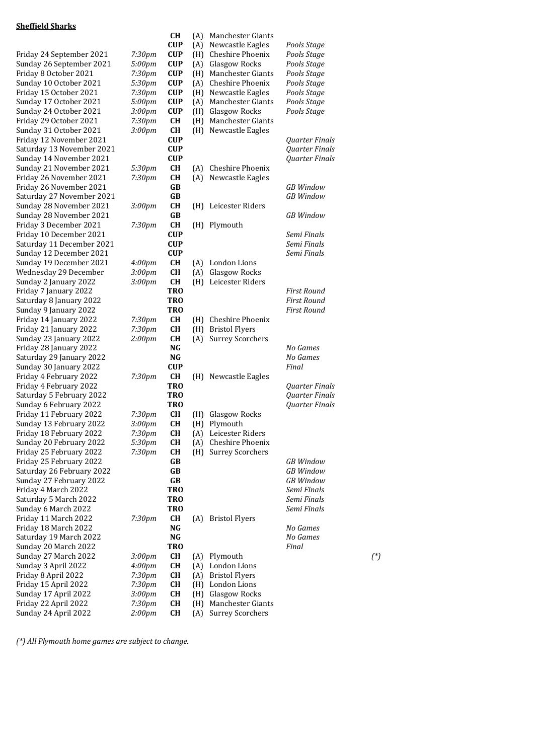**Sheffield Sharks**

| Date | Time | Comp | H/A | Opponent | Stage | |
|---|---|---|---|---|---|---|
| | | **CH** | (A) | Manchester Giants | | |
| | | **CUP** | (A) | Newcastle Eagles | *Pools Stage* | |
| Friday 24 September 2021 | *7:30pm* | **CUP** | (H) | Cheshire Phoenix | *Pools Stage* | |
| Sunday 26 September 2021 | *5:00pm* | **CUP** | (A) | Glasgow Rocks | *Pools Stage* | |
| Friday 8 October 2021 | *7:30pm* | **CUP** | (H) | Manchester Giants | *Pools Stage* | |
| Sunday 10 October 2021 | *5:30pm* | **CUP** | (A) | Cheshire Phoenix | *Pools Stage* | |
| Friday 15 October 2021 | *7:30pm* | **CUP** | (H) | Newcastle Eagles | *Pools Stage* | |
| Sunday 17 October 2021 | *5:00pm* | **CUP** | (A) | Manchester Giants | *Pools Stage* | |
| Sunday 24 October 2021 | *3:00pm* | **CUP** | (H) | Glasgow Rocks | *Pools Stage* | |
| Friday 29 October 2021 | *7:30pm* | **CH** | (H) | Manchester Giants | | |
| Sunday 31 October 2021 | *3:00pm* | **CH** | (H) | Newcastle Eagles | | |
| Friday 12 November 2021 | | **CUP** | | | *Quarter Finals* | |
| Saturday 13 November 2021 | | **CUP** | | | *Quarter Finals* | |
| Sunday 14 November 2021 | | **CUP** | | | *Quarter Finals* | |
| Sunday 21 November 2021 | *5:30pm* | **CH** | (A) | Cheshire Phoenix | | |
| Friday 26 November 2021 | *7:30pm* | **CH** | (A) | Newcastle Eagles | | |
| Friday 26 November 2021 | | **GB** | | | *GB Window* | |
| Saturday 27 November 2021 | | **GB** | | | *GB Window* | |
| Sunday 28 November 2021 | *3:00pm* | **CH** | (H) | Leicester Riders | | |
| Sunday 28 November 2021 | | **GB** | | | *GB Window* | |
| Friday 3 December 2021 | *7:30pm* | **CH** | (H) | Plymouth | | |
| Friday 10 December 2021 | | **CUP** | | | *Semi Finals* | |
| Saturday 11 December 2021 | | **CUP** | | | *Semi Finals* | |
| Sunday 12 December 2021 | | **CUP** | | | *Semi Finals* | |
| Sunday 19 December 2021 | *4:00pm* | **CH** | (A) | London Lions | | |
| Wednesday 29 December | *3:00pm* | **CH** | (A) | Glasgow Rocks | | |
| Sunday 2 January 2022 | *3:00pm* | **CH** | (H) | Leicester Riders | | |
| Friday 7 January 2022 | | **TRO** | | | *First Round* | |
| Saturday 8 January 2022 | | **TRO** | | | *First Round* | |
| Sunday 9 January 2022 | | **TRO** | | | *First Round* | |
| Friday 14 January 2022 | *7:30pm* | **CH** | (H) | Cheshire Phoenix | | |
| Friday 21 January 2022 | *7:30pm* | **CH** | (H) | Bristol Flyers | | |
| Sunday 23 January 2022 | *2:00pm* | **CH** | (A) | Surrey Scorchers | | |
| Friday 28 January 2022 | | **NG** | | | *No Games* | |
| Saturday 29 January 2022 | | **NG** | | | *No Games* | |
| Sunday 30 January 2022 | | **CUP** | | | *Final* | |
| Friday 4 February 2022 | *7:30pm* | **CH** | (H) | Newcastle Eagles | | |
| Friday 4 February 2022 | | **TRO** | | | *Quarter Finals* | |
| Saturday 5 February 2022 | | **TRO** | | | *Quarter Finals* | |
| Sunday 6 February 2022 | | **TRO** | | | *Quarter Finals* | |
| Friday 11 February 2022 | *7:30pm* | **CH** | (H) | Glasgow Rocks | | |
| Sunday 13 February 2022 | *3:00pm* | **CH** | (H) | Plymouth | | |
| Friday 18 February 2022 | *7:30pm* | **CH** | (A) | Leicester Riders | | |
| Sunday 20 February 2022 | *5:30pm* | **CH** | (A) | Cheshire Phoenix | | |
| Friday 25 February 2022 | *7:30pm* | **CH** | (H) | Surrey Scorchers | | |
| Friday 25 February 2022 | | **GB** | | | *GB Window* | |
| Saturday 26 February 2022 | | **GB** | | | *GB Window* | |
| Sunday 27 February 2022 | | **GB** | | | *GB Window* | |
| Friday 4 March 2022 | | **TRO** | | | *Semi Finals* | |
| Saturday 5 March 2022 | | **TRO** | | | *Semi Finals* | |
| Sunday 6 March 2022 | | **TRO** | | | *Semi Finals* | |
| Friday 11 March 2022 | *7:30pm* | **CH** | (A) | Bristol Flyers | | |
| Friday 18 March 2022 | | **NG** | | | *No Games* | |
| Saturday 19 March 2022 | | **NG** | | | *No Games* | |
| Sunday 20 March 2022 | | **TRO** | | | *Final* | |
| Sunday 27 March 2022 | *3:00pm* | **CH** | (A) | Plymouth | | *(*)* |
| Sunday 3 April 2022 | *4:00pm* | **CH** | (A) | London Lions | | |
| Friday 8 April 2022 | *7:30pm* | **CH** | (A) | Bristol Flyers | | |
| Friday 15 April 2022 | *7:30pm* | **CH** | (H) | London Lions | | |
| Sunday 17 April 2022 | *3:00pm* | **CH** | (H) | Glasgow Rocks | | |
| Friday 22 April 2022 | *7:30pm* | **CH** | (H) | Manchester Giants | | |
| Sunday 24 April 2022 | *2:00pm* | **CH** | (A) | Surrey Scorchers | | |

*(*) All Plymouth home games are subject to change.*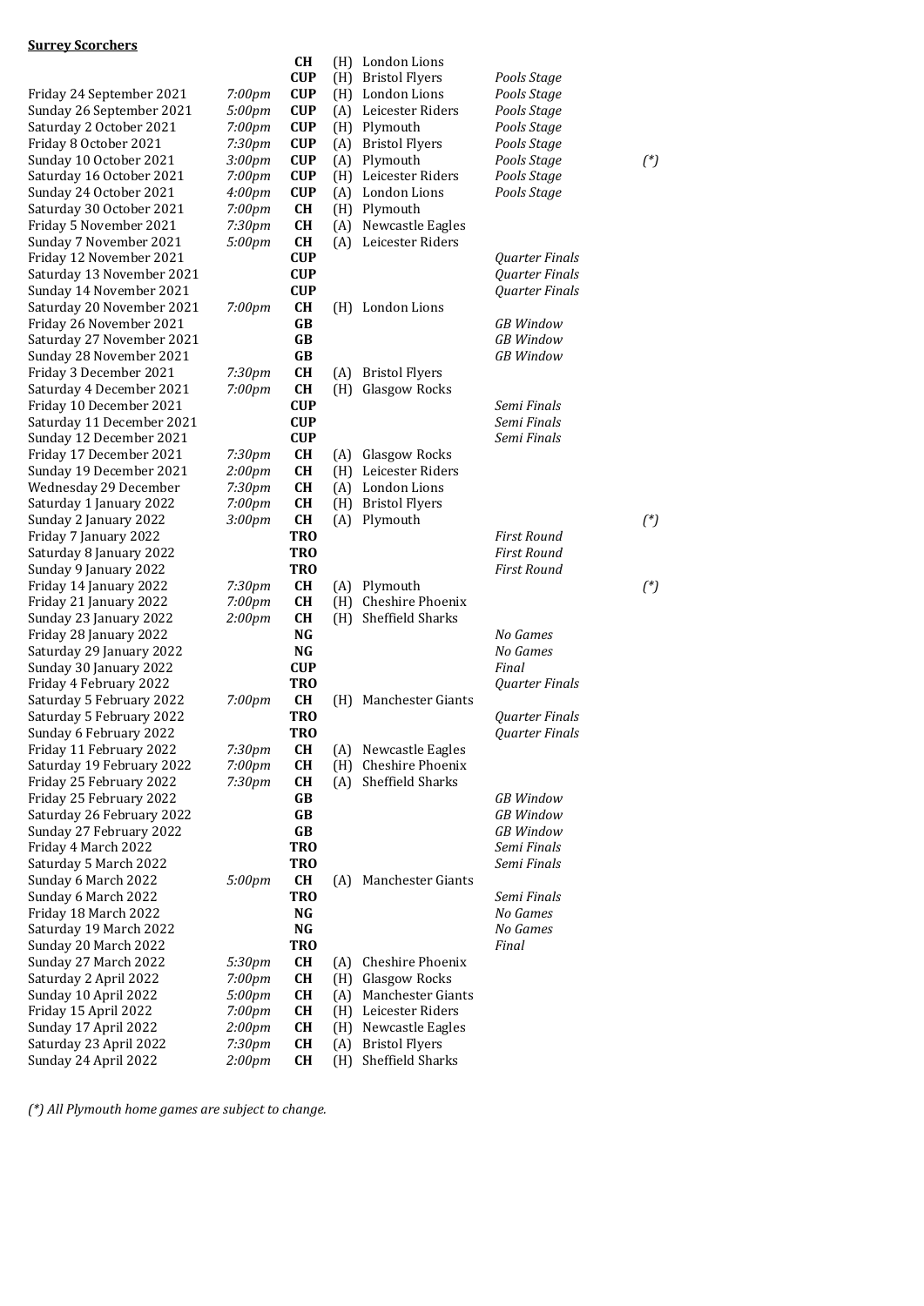**Surrey Scorchers**

| | | | | | | |
|---|---|---|---|---|---|---|
| | | **CH** | (H) | London Lions | | |
| | | **CUP** | (H) | Bristol Flyers | *Pools Stage* | |
| Friday 24 September 2021 | *7:00pm* | **CUP** | (H) | London Lions | *Pools Stage* | |
| Sunday 26 September 2021 | *5:00pm* | **CUP** | (A) | Leicester Riders | *Pools Stage* | |
| Saturday 2 October 2021 | *7:00pm* | **CUP** | (H) | Plymouth | *Pools Stage* | |
| Friday 8 October 2021 | *7:30pm* | **CUP** | (A) | Bristol Flyers | *Pools Stage* | |
| Sunday 10 October 2021 | *3:00pm* | **CUP** | (A) | Plymouth | *Pools Stage* | *(*)* |
| Saturday 16 October 2021 | *7:00pm* | **CUP** | (H) | Leicester Riders | *Pools Stage* | |
| Sunday 24 October 2021 | *4:00pm* | **CUP** | (A) | London Lions | *Pools Stage* | |
| Saturday 30 October 2021 | *7:00pm* | **CH** | (H) | Plymouth | | |
| Friday 5 November 2021 | *7:30pm* | **CH** | (A) | Newcastle Eagles | | |
| Sunday 7 November 2021 | *5:00pm* | **CH** | (A) | Leicester Riders | | |
| Friday 12 November 2021 | | **CUP** | | | *Quarter Finals* | |
| Saturday 13 November 2021 | | **CUP** | | | *Quarter Finals* | |
| Sunday 14 November 2021 | | **CUP** | | | *Quarter Finals* | |
| Saturday 20 November 2021 | *7:00pm* | **CH** | (H) | London Lions | | |
| Friday 26 November 2021 | | **GB** | | | *GB Window* | |
| Saturday 27 November 2021 | | **GB** | | | *GB Window* | |
| Sunday 28 November 2021 | | **GB** | | | *GB Window* | |
| Friday 3 December 2021 | *7:30pm* | **CH** | (A) | Bristol Flyers | | |
| Saturday 4 December 2021 | *7:00pm* | **CH** | (H) | Glasgow Rocks | | |
| Friday 10 December 2021 | | **CUP** | | | *Semi Finals* | |
| Saturday 11 December 2021 | | **CUP** | | | *Semi Finals* | |
| Sunday 12 December 2021 | | **CUP** | | | *Semi Finals* | |
| Friday 17 December 2021 | *7:30pm* | **CH** | (A) | Glasgow Rocks | | |
| Sunday 19 December 2021 | *2:00pm* | **CH** | (H) | Leicester Riders | | |
| Wednesday 29 December | *7:30pm* | **CH** | (A) | London Lions | | |
| Saturday 1 January 2022 | *7:00pm* | **CH** | (H) | Bristol Flyers | | |
| Sunday 2 January 2022 | *3:00pm* | **CH** | (A) | Plymouth | | *(*)* |
| Friday 7 January 2022 | | **TRO** | | | *First Round* | |
| Saturday 8 January 2022 | | **TRO** | | | *First Round* | |
| Sunday 9 January 2022 | | **TRO** | | | *First Round* | |
| Friday 14 January 2022 | *7:30pm* | **CH** | (A) | Plymouth | | *(*)* |
| Friday 21 January 2022 | *7:00pm* | **CH** | (H) | Cheshire Phoenix | | |
| Sunday 23 January 2022 | *2:00pm* | **CH** | (H) | Sheffield Sharks | | |
| Friday 28 January 2022 | | **NG** | | | *No Games* | |
| Saturday 29 January 2022 | | **NG** | | | *No Games* | |
| Sunday 30 January 2022 | | **CUP** | | | *Final* | |
| Friday 4 February 2022 | | **TRO** | | | *Quarter Finals* | |
| Saturday 5 February 2022 | *7:00pm* | **CH** | (H) | Manchester Giants | | |
| Saturday 5 February 2022 | | **TRO** | | | *Quarter Finals* | |
| Sunday 6 February 2022 | | **TRO** | | | *Quarter Finals* | |
| Friday 11 February 2022 | *7:30pm* | **CH** | (A) | Newcastle Eagles | | |
| Saturday 19 February 2022 | *7:00pm* | **CH** | (H) | Cheshire Phoenix | | |
| Friday 25 February 2022 | *7:30pm* | **CH** | (A) | Sheffield Sharks | | |
| Friday 25 February 2022 | | **GB** | | | *GB Window* | |
| Saturday 26 February 2022 | | **GB** | | | *GB Window* | |
| Sunday 27 February 2022 | | **GB** | | | *GB Window* | |
| Friday 4 March 2022 | | **TRO** | | | *Semi Finals* | |
| Saturday 5 March 2022 | | **TRO** | | | *Semi Finals* | |
| Sunday 6 March 2022 | *5:00pm* | **CH** | (A) | Manchester Giants | | |
| Sunday 6 March 2022 | | **TRO** | | | *Semi Finals* | |
| Friday 18 March 2022 | | **NG** | | | *No Games* | |
| Saturday 19 March 2022 | | **NG** | | | *No Games* | |
| Sunday 20 March 2022 | | **TRO** | | | *Final* | |
| Sunday 27 March 2022 | *5:30pm* | **CH** | (A) | Cheshire Phoenix | | |
| Saturday 2 April 2022 | *7:00pm* | **CH** | (H) | Glasgow Rocks | | |
| Sunday 10 April 2022 | *5:00pm* | **CH** | (A) | Manchester Giants | | |
| Friday 15 April 2022 | *7:00pm* | **CH** | (H) | Leicester Riders | | |
| Sunday 17 April 2022 | *2:00pm* | **CH** | (H) | Newcastle Eagles | | |
| Saturday 23 April 2022 | *7:30pm* | **CH** | (A) | Bristol Flyers | | |
| Sunday 24 April 2022 | *2:00pm* | **CH** | (H) | Sheffield Sharks | | |

*(*) All Plymouth home games are subject to change.*